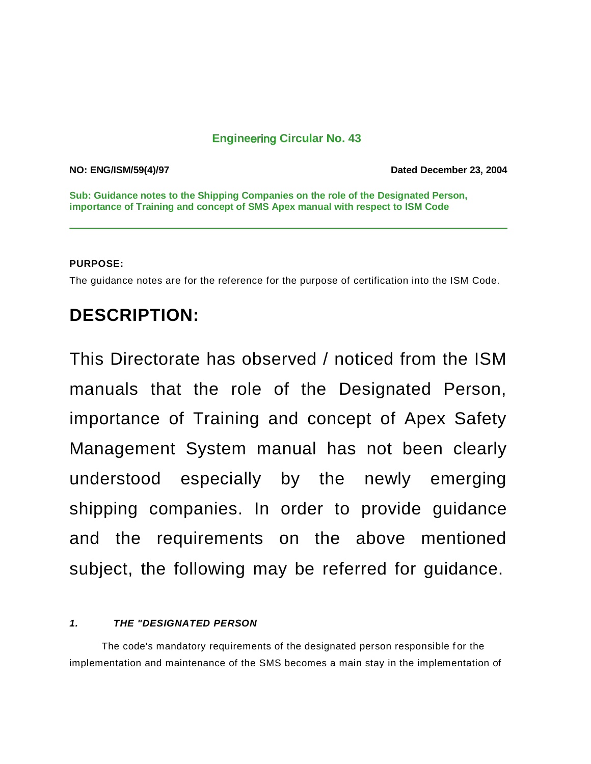## Engineering Circular No. 43

**NO: ENG/ISM/59(4)/97** **Dated December 23, 2004**

**Sub: Guidance notes to the Shipping Companies on the role of the Designated Person, importance of Training and concept of SMS Apex manual with respect to ISM Code**

---

**PURPOSE:**

The guidance notes are for the reference for the purpose of certification into the ISM Code.

# DESCRIPTION:

This Directorate has observed / noticed from the ISM manuals that the role of the Designated Person, importance of Training and concept of Apex Safety Management System manual has not been clearly understood especially by the newly emerging shipping companies. In order to provide guidance and the requirements on the above mentioned subject, the following may be referred for guidance.

***1. THE "DESIGNATED PERSON***

The code's mandatory requirements of the designated person responsible for the implementation and maintenance of the SMS becomes a main stay in the implementation of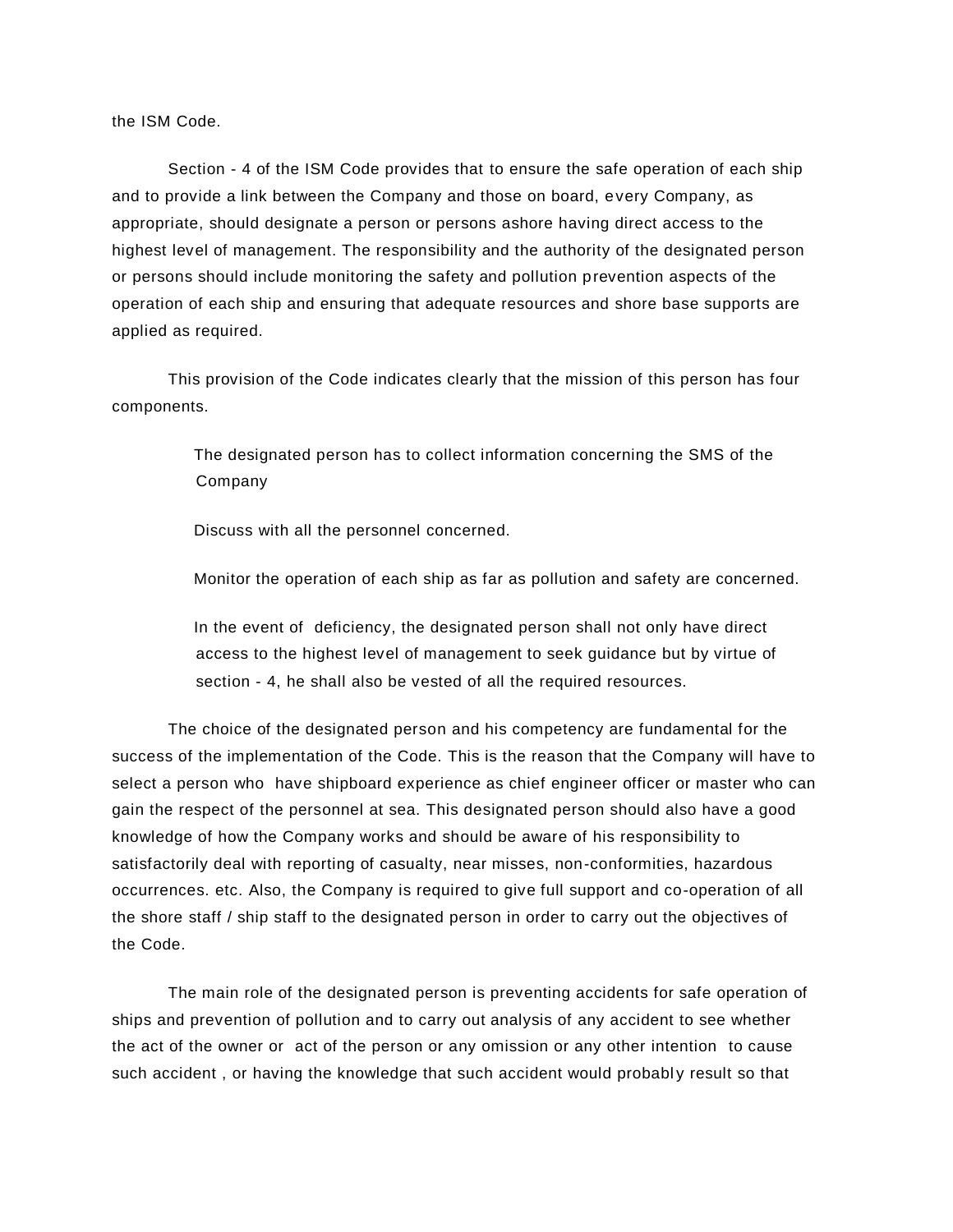the ISM Code.

Section - 4 of the ISM Code provides that to ensure the safe operation of each ship and to provide a link between the Company and those on board, every Company, as appropriate, should designate a person or persons ashore having direct access to the highest level of management. The responsibility and the authority of the designated person or persons should include monitoring the safety and pollution prevention aspects of the operation of each ship and ensuring that adequate resources and shore base supports are applied as required.

This provision of the Code indicates clearly that the mission of this person has four components.

The designated person has to collect information concerning the SMS of the Company

Discuss with all the personnel concerned.

Monitor the operation of each ship as far as pollution and safety are concerned.

In the event of deficiency, the designated person shall not only have direct access to the highest level of management to seek guidance but by virtue of section - 4, he shall also be vested of all the required resources.

The choice of the designated person and his competency are fundamental for the success of the implementation of the Code. This is the reason that the Company will have to select a person who have shipboard experience as chief engineer officer or master who can gain the respect of the personnel at sea. This designated person should also have a good knowledge of how the Company works and should be aware of his responsibility to satisfactorily deal with reporting of casualty, near misses, non-conformities, hazardous occurrences. etc. Also, the Company is required to give full support and co-operation of all the shore staff / ship staff to the designated person in order to carry out the objectives of the Code.

The main role of the designated person is preventing accidents for safe operation of ships and prevention of pollution and to carry out analysis of any accident to see whether the act of the owner or act of the person or any omission or any other intention to cause such accident , or having the knowledge that such accident would probably result so that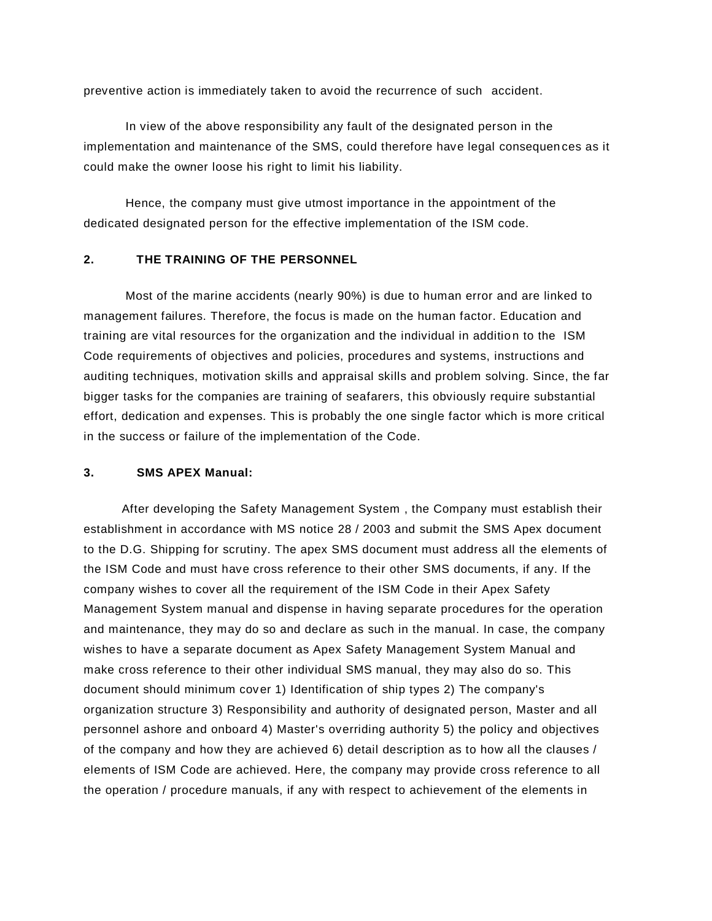preventive action is immediately taken to avoid the recurrence of such accident.

In view of the above responsibility any fault of the designated person in the implementation and maintenance of the SMS, could therefore have legal consequences as it could make the owner loose his right to limit his liability.

Hence, the company must give utmost importance in the appointment of the dedicated designated person for the effective implementation of the ISM code.

**2. THE TRAINING OF THE PERSONNEL**

Most of the marine accidents (nearly 90%) is due to human error and are linked to management failures. Therefore, the focus is made on the human factor. Education and training are vital resources for the organization and the individual in addition to the ISM Code requirements of objectives and policies, procedures and systems, instructions and auditing techniques, motivation skills and appraisal skills and problem solving. Since, the far bigger tasks for the companies are training of seafarers, this obviously require substantial effort, dedication and expenses. This is probably the one single factor which is more critical in the success or failure of the implementation of the Code.

**3. SMS APEX Manual:**

After developing the Safety Management System , the Company must establish their establishment in accordance with MS notice 28 / 2003 and submit the SMS Apex document to the D.G. Shipping for scrutiny. The apex SMS document must address all the elements of the ISM Code and must have cross reference to their other SMS documents, if any. If the company wishes to cover all the requirement of the ISM Code in their Apex Safety Management System manual and dispense in having separate procedures for the operation and maintenance, they may do so and declare as such in the manual. In case, the company wishes to have a separate document as Apex Safety Management System Manual and make cross reference to their other individual SMS manual, they may also do so. This document should minimum cover 1) Identification of ship types 2) The company's organization structure 3) Responsibility and authority of designated person, Master and all personnel ashore and onboard 4) Master's overriding authority 5) the policy and objectives of the company and how they are achieved 6) detail description as to how all the clauses / elements of ISM Code are achieved. Here, the company may provide cross reference to all the operation / procedure manuals, if any with respect to achievement of the elements in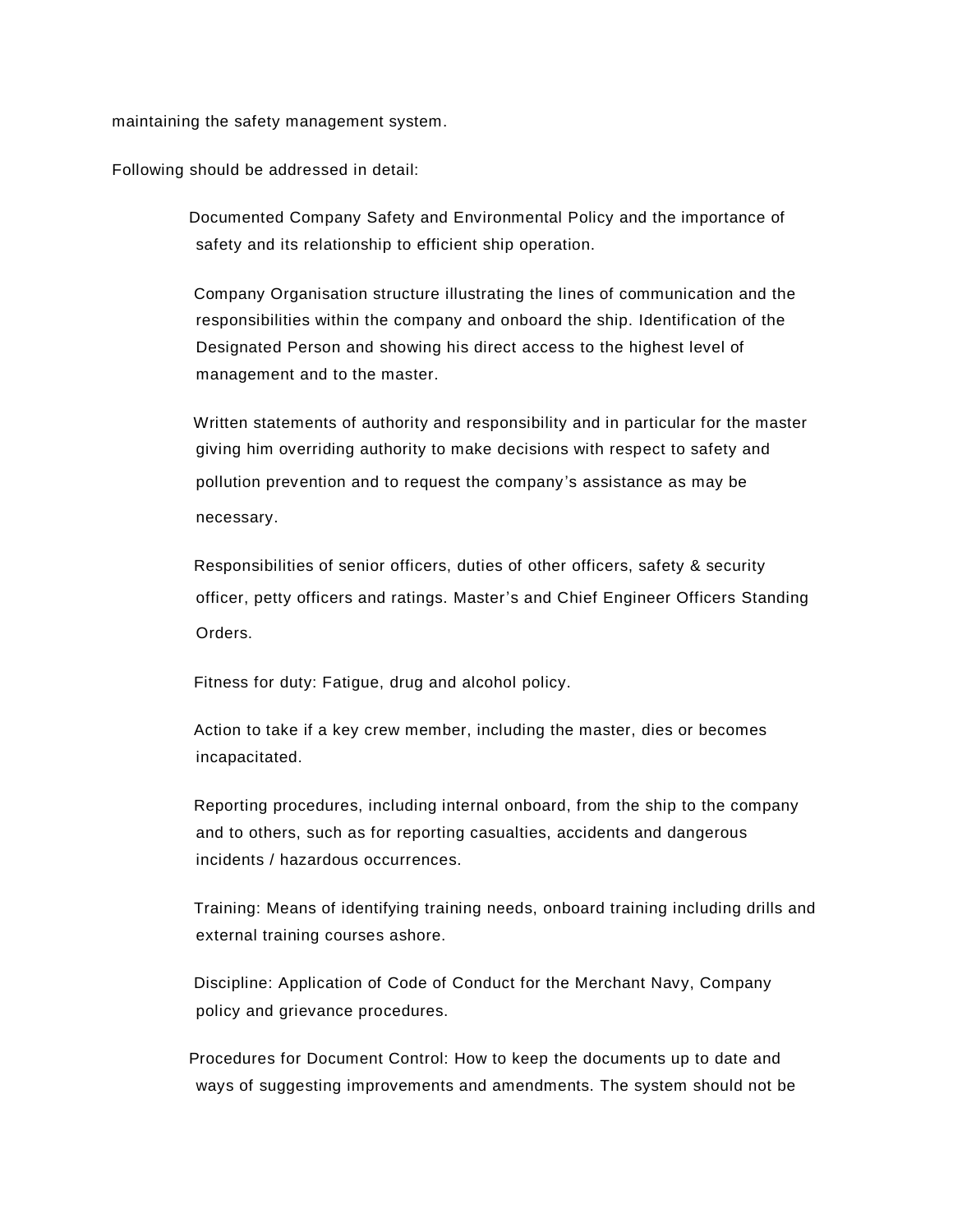maintaining the safety management system.

Following should be addressed in detail:

- Documented Company Safety and Environmental Policy and the importance of safety and its relationship to efficient ship operation.

- Company Organisation structure illustrating the lines of communication and the responsibilities within the company and onboard the ship. Identification of the Designated Person and showing his direct access to the highest level of management and to the master.

- Written statements of authority and responsibility and in particular for the master giving him overriding authority to make decisions with respect to safety and pollution prevention and to request the company's assistance as may be necessary.

- Responsibilities of senior officers, duties of other officers, safety & security officer, petty officers and ratings. Master's and Chief Engineer Officers Standing Orders.

- Fitness for duty: Fatigue, drug and alcohol policy.

- Action to take if a key crew member, including the master, dies or becomes incapacitated.

- Reporting procedures, including internal onboard, from the ship to the company and to others, such as for reporting casualties, accidents and dangerous incidents / hazardous occurrences.

- Training: Means of identifying training needs, onboard training including drills and external training courses ashore.

- Discipline: Application of Code of Conduct for the Merchant Navy, Company policy and grievance procedures.

- Procedures for Document Control: How to keep the documents up to date and ways of suggesting improvements and amendments. The system should not be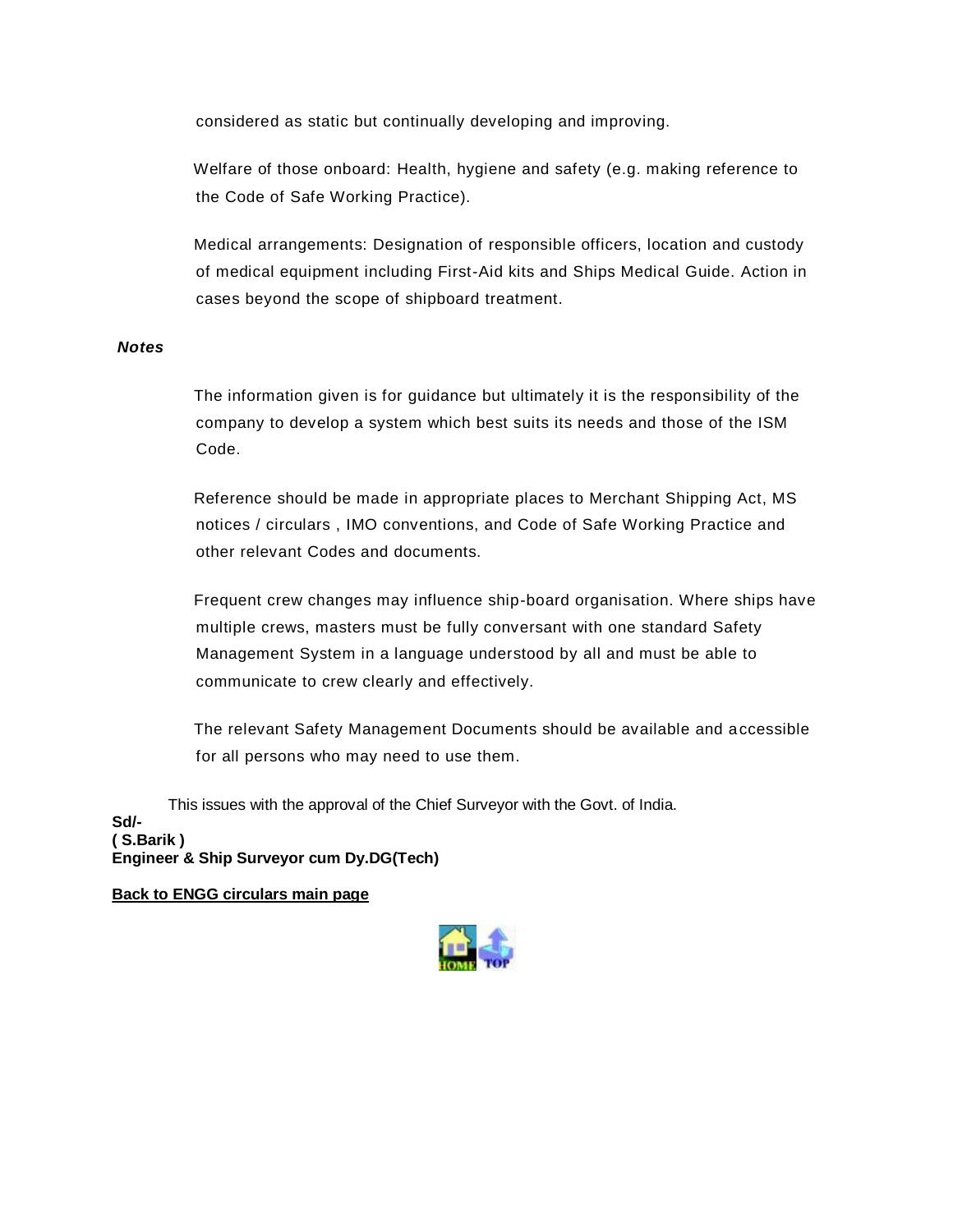considered as static but continually developing and improving.

Welfare of those onboard: Health, hygiene and safety (e.g. making reference to the Code of Safe Working Practice).

Medical arrangements: Designation of responsible officers, location and custody of medical equipment including First-Aid kits and Ships Medical Guide. Action in cases beyond the scope of shipboard treatment.

***Notes***

The information given is for guidance but ultimately it is the responsibility of the company to develop a system which best suits its needs and those of the ISM Code.

Reference should be made in appropriate places to Merchant Shipping Act, MS notices / circulars , IMO conventions, and Code of Safe Working Practice and other relevant Codes and documents.

Frequent crew changes may influence ship-board organisation. Where ships have multiple crews, masters must be fully conversant with one standard Safety Management System in a language understood by all and must be able to communicate to crew clearly and effectively.

The relevant Safety Management Documents should be available and accessible for all persons who may need to use them.

This issues with the approval of the Chief Surveyor with the Govt. of India.

**Sd/-**
**( S.Barik )**
**Engineer & Ship Surveyor cum Dy.DG(Tech)**

**Back to ENGG circulars main page**